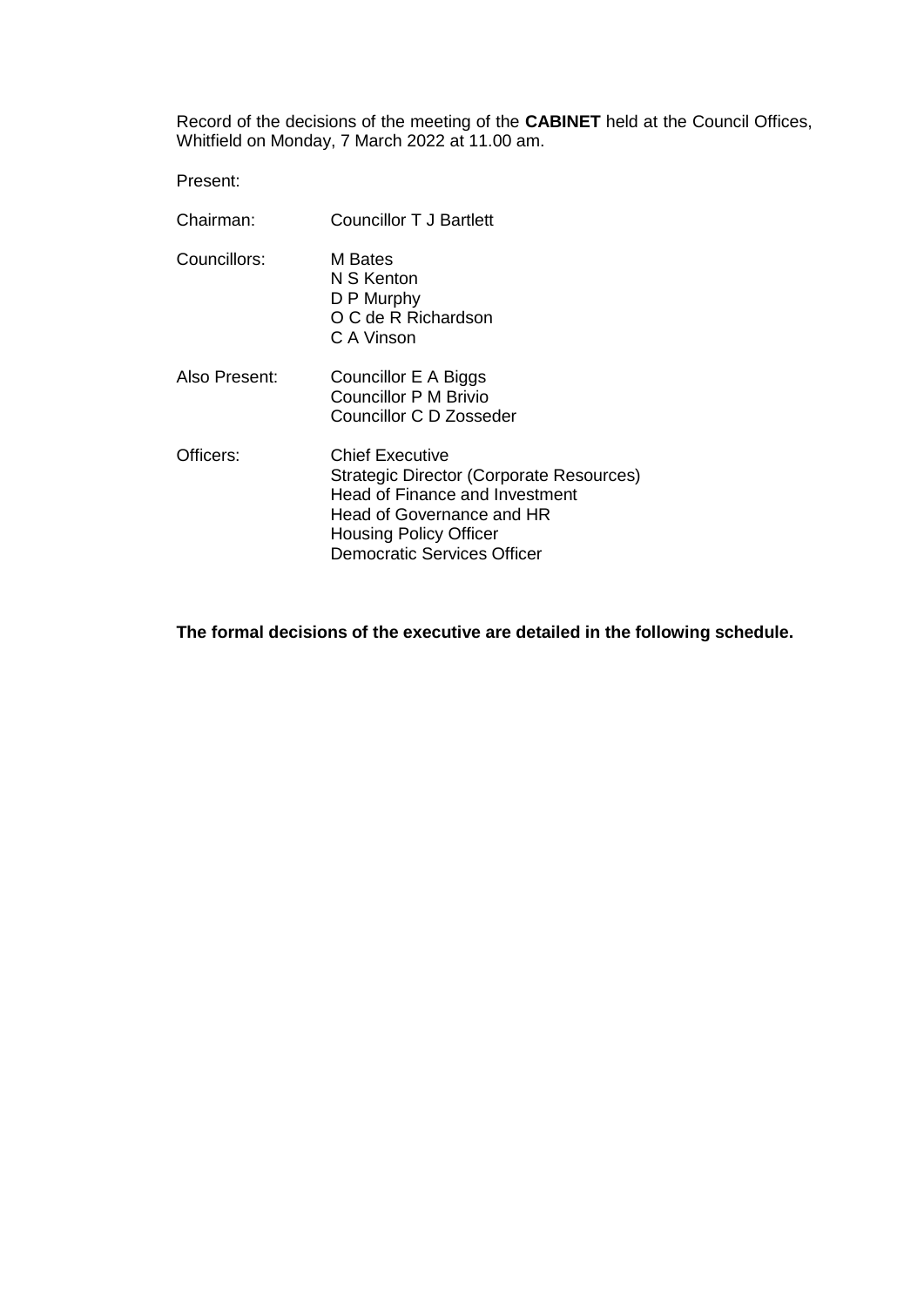Record of the decisions of the meeting of the **CABINET** held at the Council Offices, Whitfield on Monday, 7 March 2022 at 11.00 am.

Present:

| | |
|---|---|
| Chairman: | Councillor T J Bartlett |
| Councillors: | M Bates<br>N S Kenton<br>D P Murphy<br>O C de R Richardson<br>C A Vinson |
| Also Present: | Councillor E A Biggs<br>Councillor P M Brivio<br>Councillor C D Zosseder |
| Officers: | Chief Executive<br>Strategic Director (Corporate Resources)<br>Head of Finance and Investment<br>Head of Governance and HR<br>Housing Policy Officer<br>Democratic Services Officer |

**The formal decisions of the executive are detailed in the following schedule.**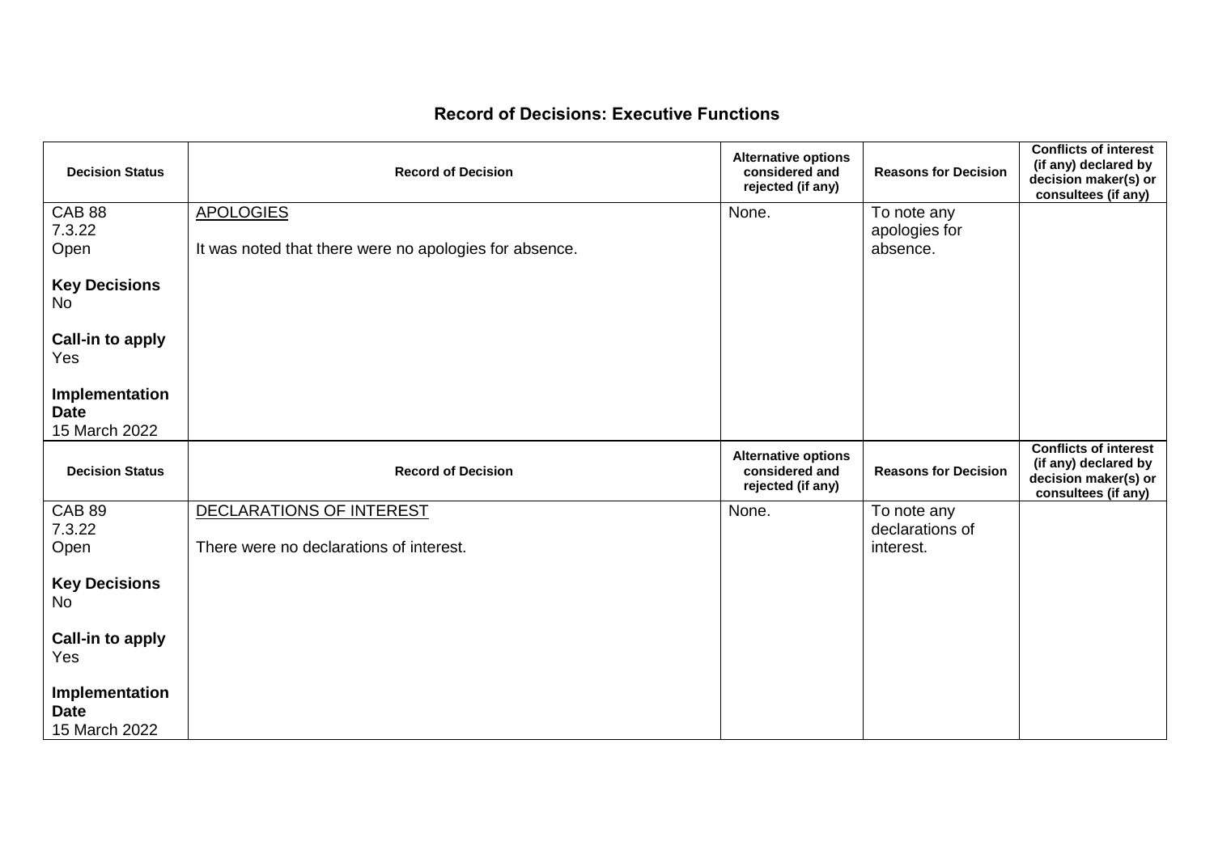## Record of Decisions: Executive Functions

| Decision Status | Record of Decision | Alternative options considered and rejected (if any) | Reasons for Decision | Conflicts of interest (if any) declared by decision maker(s) or consultees (if any) |
|---|---|---|---|---|
| CAB 88<br>7.3.22<br>Open<br><br>**Key Decisions**<br>No<br><br>**Call-in to apply**<br>Yes<br><br>**Implementation Date**<br>15 March 2022 | APOLOGIES<br><br>It was noted that there were no apologies for absence. | None. | To note any apologies for absence. | |
| CAB 89<br>7.3.22<br>Open<br><br>**Key Decisions**<br>No<br><br>**Call-in to apply**<br>Yes<br><br>**Implementation Date**<br>15 March 2022 | DECLARATIONS OF INTEREST<br><br>There were no declarations of interest. | None. | To note any declarations of interest. | |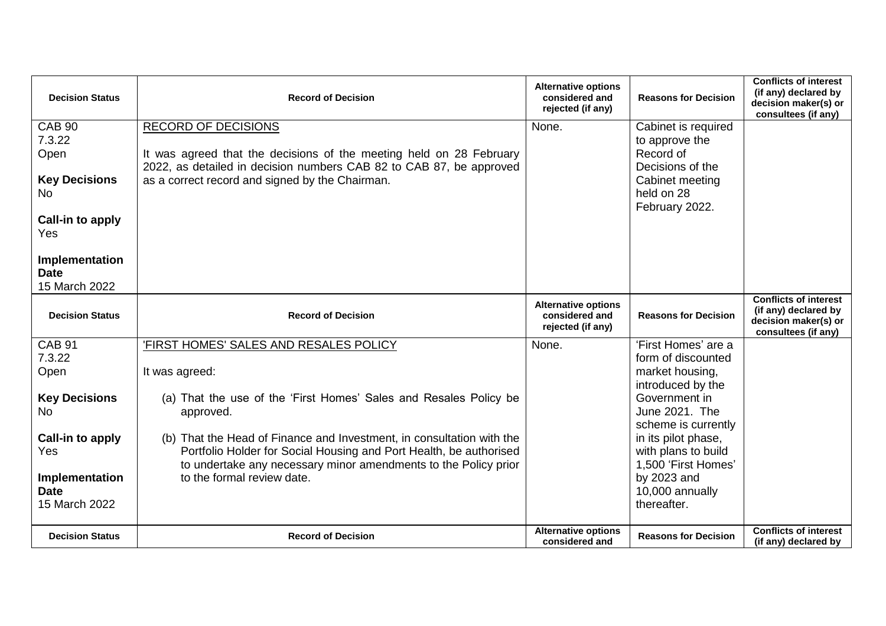| Decision Status | Record of Decision | Alternative options considered and rejected (if any) | Reasons for Decision | Conflicts of interest (if any) declared by decision maker(s) or consultees (if any) |
|---|---|---|---|---|
| CAB 90<br>7.3.22<br>Open<br><br>**Key Decisions**<br>No<br><br>**Call-in to apply**<br>Yes<br><br>**Implementation Date**<br>15 March 2022 | RECORD OF DECISIONS<br><br>It was agreed that the decisions of the meeting held on 28 February 2022, as detailed in decision numbers CAB 82 to CAB 87, be approved as a correct record and signed by the Chairman. | None. | Cabinet is required to approve the Record of Decisions of the Cabinet meeting held on 28 February 2022. | |
| CAB 91<br>7.3.22<br>Open<br><br>**Key Decisions**<br>No<br><br>**Call-in to apply**<br>Yes<br><br>**Implementation Date**<br>15 March 2022 | 'FIRST HOMES' SALES AND RESALES POLICY<br><br>It was agreed:<br><br>(a) That the use of the 'First Homes' Sales and Resales Policy be approved.<br><br>(b) That the Head of Finance and Investment, in consultation with the Portfolio Holder for Social Housing and Port Health, be authorised to undertake any necessary minor amendments to the Policy prior to the formal review date. | None. | 'First Homes' are a form of discounted market housing, introduced by the Government in June 2021. The scheme is currently in its pilot phase, with plans to build 1,500 'First Homes' by 2023 and 10,000 annually thereafter. | |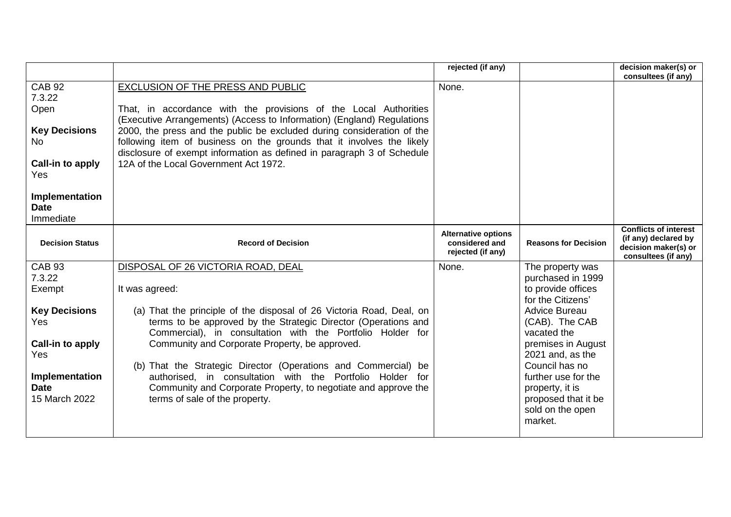| | | rejected (if any) | | decision maker(s) or consultees (if any) |
|---|---|---|---|---|
| CAB 92<br>7.3.22<br>Open<br><br>**Key Decisions**<br>No<br><br>**Call-in to apply**<br>Yes<br><br>**Implementation Date**<br>Immediate | EXCLUSION OF THE PRESS AND PUBLIC<br><br>That, in accordance with the provisions of the Local Authorities (Executive Arrangements) (Access to Information) (England) Regulations 2000, the press and the public be excluded during consideration of the following item of business on the grounds that it involves the likely disclosure of exempt information as defined in paragraph 3 of Schedule 12A of the Local Government Act 1972. | None. | | |
| **Decision Status** | **Record of Decision** | **Alternative options considered and rejected (if any)** | **Reasons for Decision** | **Conflicts of interest (if any) declared by decision maker(s) or consultees (if any)** |
| CAB 93<br>7.3.22<br>Exempt<br><br>**Key Decisions**<br>Yes<br><br>**Call-in to apply**<br>Yes<br><br>**Implementation Date**<br>15 March 2022 | DISPOSAL OF 26 VICTORIA ROAD, DEAL<br><br>It was agreed:<br><br>(a) That the principle of the disposal of 26 Victoria Road, Deal, on terms to be approved by the Strategic Director (Operations and Commercial), in consultation with the Portfolio Holder for Community and Corporate Property, be approved.<br><br>(b) That the Strategic Director (Operations and Commercial) be authorised, in consultation with the Portfolio Holder for Community and Corporate Property, to negotiate and approve the terms of sale of the property. | None. | The property was purchased in 1999 to provide offices for the Citizens' Advice Bureau (CAB). The CAB vacated the premises in August 2021 and, as the Council has no further use for the property, it is proposed that it be sold on the open market. | |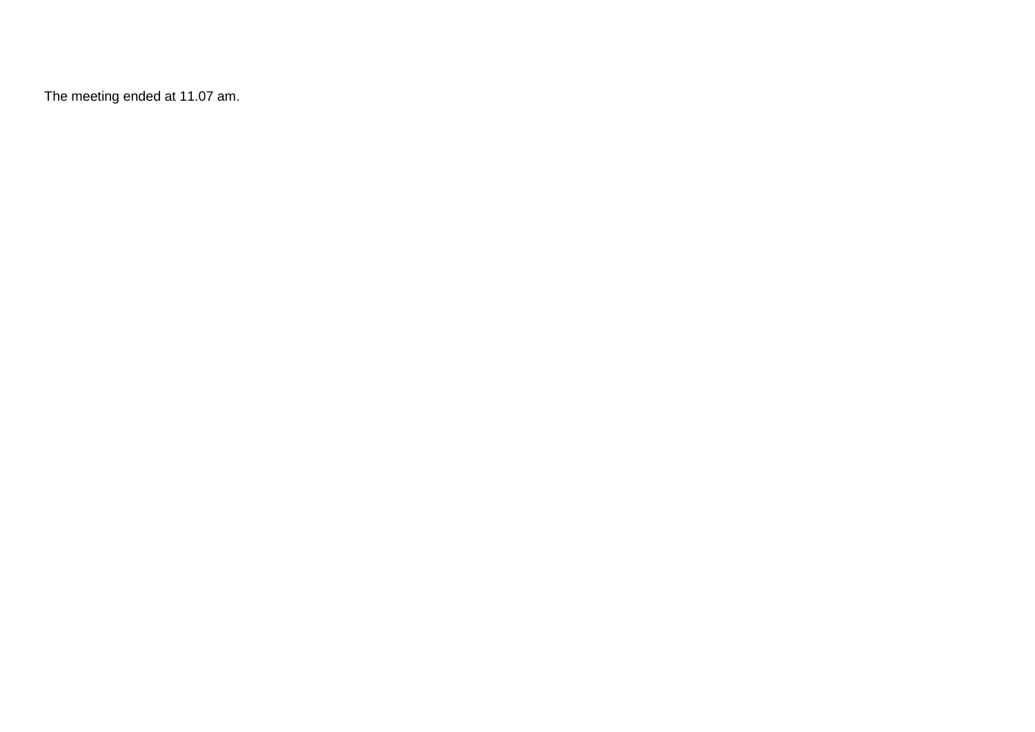The meeting ended at 11.07 am.